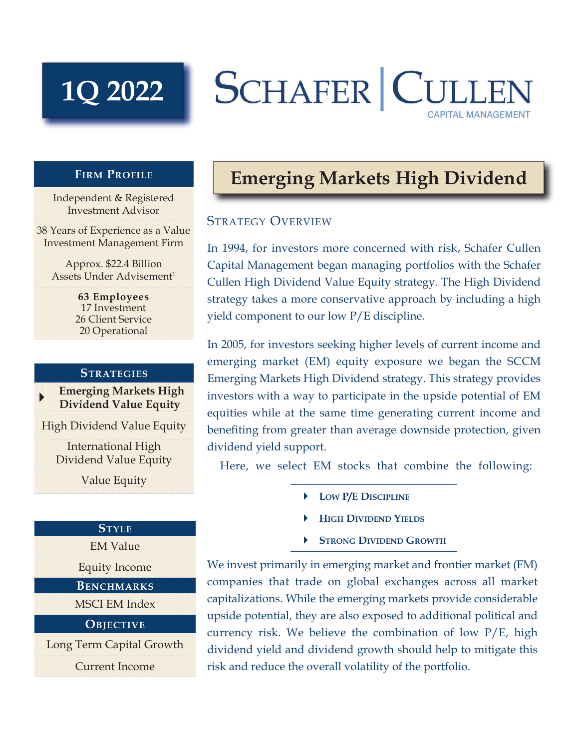# 1Q 2022

# SCHAFER | CULLEN

CAPITAL MANAGEMENT

## Emerging Markets High Dividend

### Strategy Overview

In 1994, for investors more concerned with risk, Schafer Cullen Capital Management began managing portfolios with the Schafer Cullen High Dividend Value Equity strategy. The High Dividend strategy takes a more conservative approach by including a high yield component to our low P/E discipline.

In 2005, for investors seeking higher levels of current income and emerging market (EM) equity exposure we began the SCCM Emerging Markets High Dividend strategy. This strategy provides investors with a way to participate in the upside potential of EM equities while at the same time generating current income and benefiting from greater than average downside protection, given dividend yield support.

Here, we select EM stocks that combine the following:

- **Low P/E Discipline**
- **High Dividend Yields**
- **Strong Dividend Growth**

We invest primarily in emerging market and frontier market (FM) companies that trade on global exchanges across all market capitalizations. While the emerging markets provide considerable upside potential, they are also exposed to additional political and currency risk. We believe the combination of low P/E, high dividend yield and dividend growth should help to mitigate this risk and reduce the overall volatility of the portfolio.

### Firm Profile

- Independent & Registered Investment Advisor
- 38 Years of Experience as a Value Investment Management Firm
- Approx. $22.4 Billion Assets Under Advisement[1]
- **63 Employees**
  - 17 Investment
  - 26 Client Service
  - 20 Operational

### Strategies

- **Emerging Markets High Dividend Value Equity**
- High Dividend Value Equity
- International High Dividend Value Equity
- Value Equity

### Style

- EM Value
- Equity Income

### Benchmarks

- MSCI EM Index

### Objective

- Long Term Capital Growth
- Current Income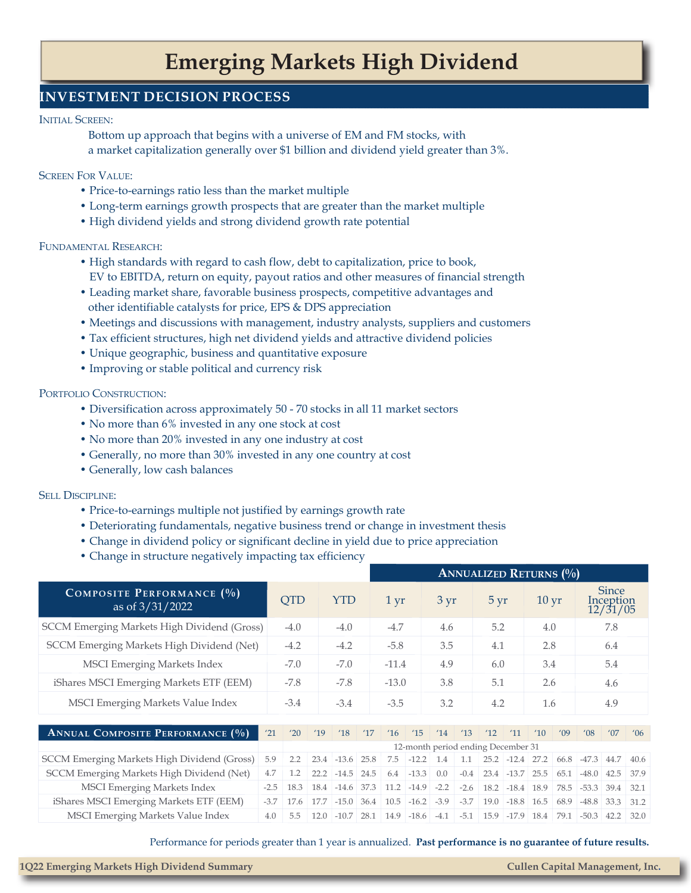# Emerging Markets High Dividend

## INVESTMENT DECISION PROCESS

### Initial Screen:

Bottom up approach that begins with a universe of EM and FM stocks, with a market capitalization generally over $1 billion and dividend yield greater than 3%.

### Screen For Value:

- Price-to-earnings ratio less than the market multiple
- Long-term earnings growth prospects that are greater than the market multiple
- High dividend yields and strong dividend growth rate potential

### Fundamental Research:

- High standards with regard to cash flow, debt to capitalization, price to book, EV to EBITDA, return on equity, payout ratios and other measures of financial strength
- Leading market share, favorable business prospects, competitive advantages and other identifiable catalysts for price, EPS & DPS appreciation
- Meetings and discussions with management, industry analysts, suppliers and customers
- Tax efficient structures, high net dividend yields and attractive dividend policies
- Unique geographic, business and quantitative exposure
- Improving or stable political and currency risk

### Portfolio Construction:

- Diversification across approximately 50 - 70 stocks in all 11 market sectors
- No more than 6% invested in any one stock at cost
- No more than 20% invested in any one industry at cost
- Generally, no more than 30% invested in any one country at cost
- Generally, low cash balances

### Sell Discipline:

- Price-to-earnings multiple not justified by earnings growth rate
- Deteriorating fundamentals, negative business trend or change in investment thesis
- Change in dividend policy or significant decline in yield due to price appreciation
- Change in structure negatively impacting tax efficiency

| | | | Annualized Returns (%) | | | | |
|---|---|---|---|---|---|---|---|
| **Composite Performance (%)** as of 3/31/2022 | QTD | YTD | 1 yr | 3 yr | 5 yr | 10 yr | Since Inception 12/31/05 |
| SCCM Emerging Markets High Dividend (Gross) | -4.0 | -4.0 | -4.7 | 4.6 | 5.2 | 4.0 | 7.8 |
| SCCM Emerging Markets High Dividend (Net) | -4.2 | -4.2 | -5.8 | 3.5 | 4.1 | 2.8 | 6.4 |
| MSCI Emerging Markets Index | -7.0 | -7.0 | -11.4 | 4.9 | 6.0 | 3.4 | 5.4 |
| iShares MSCI Emerging Markets ETF (EEM) | -7.8 | -7.8 | -13.0 | 3.8 | 5.1 | 2.6 | 4.6 |
| MSCI Emerging Markets Value Index | -3.4 | -3.4 | -3.5 | 3.2 | 4.2 | 1.6 | 4.9 |

| **Annual Composite Performance (%)** | '21 | '20 | '19 | '18 | '17 | '16 | '15 | '14 | '13 | '12 | '11 | '10 | '09 | '08 | '07 | '06 |
|---|---|---|---|---|---|---|---|---|---|---|---|---|---|---|---|---|
| | 12-month period ending December 31 | | | | | | | | | | | | | | | |
| SCCM Emerging Markets High Dividend (Gross) | 5.9 | 2.2 | 23.4 | -13.6 | 25.8 | 7.5 | -12.2 | 1.4 | 1.1 | 25.2 | -12.4 | 27.2 | 66.8 | -47.3 | 44.7 | 40.6 |
| SCCM Emerging Markets High Dividend (Net) | 4.7 | 1.2 | 22.2 | -14.5 | 24.5 | 6.4 | -13.3 | 0.0 | -0.4 | 23.4 | -13.7 | 25.5 | 65.1 | -48.0 | 42.5 | 37.9 |
| MSCI Emerging Markets Index | -2.5 | 18.3 | 18.4 | -14.6 | 37.3 | 11.2 | -14.9 | -2.2 | -2.6 | 18.2 | -18.4 | 18.9 | 78.5 | -53.3 | 39.4 | 32.1 |
| iShares MSCI Emerging Markets ETF (EEM) | -3.7 | 17.6 | 17.7 | -15.0 | 36.4 | 10.5 | -16.2 | -3.9 | -3.7 | 19.0 | -18.8 | 16.5 | 68.9 | -48.8 | 33.3 | 31.2 |
| MSCI Emerging Markets Value Index | 4.0 | 5.5 | 12.0 | -10.7 | 28.1 | 14.9 | -18.6 | -4.1 | -5.1 | 15.9 | -17.9 | 18.4 | 79.1 | -50.3 | 42.2 | 32.0 |

Performance for periods greater than 1 year is annualized. **Past performance is no guarantee of future results.**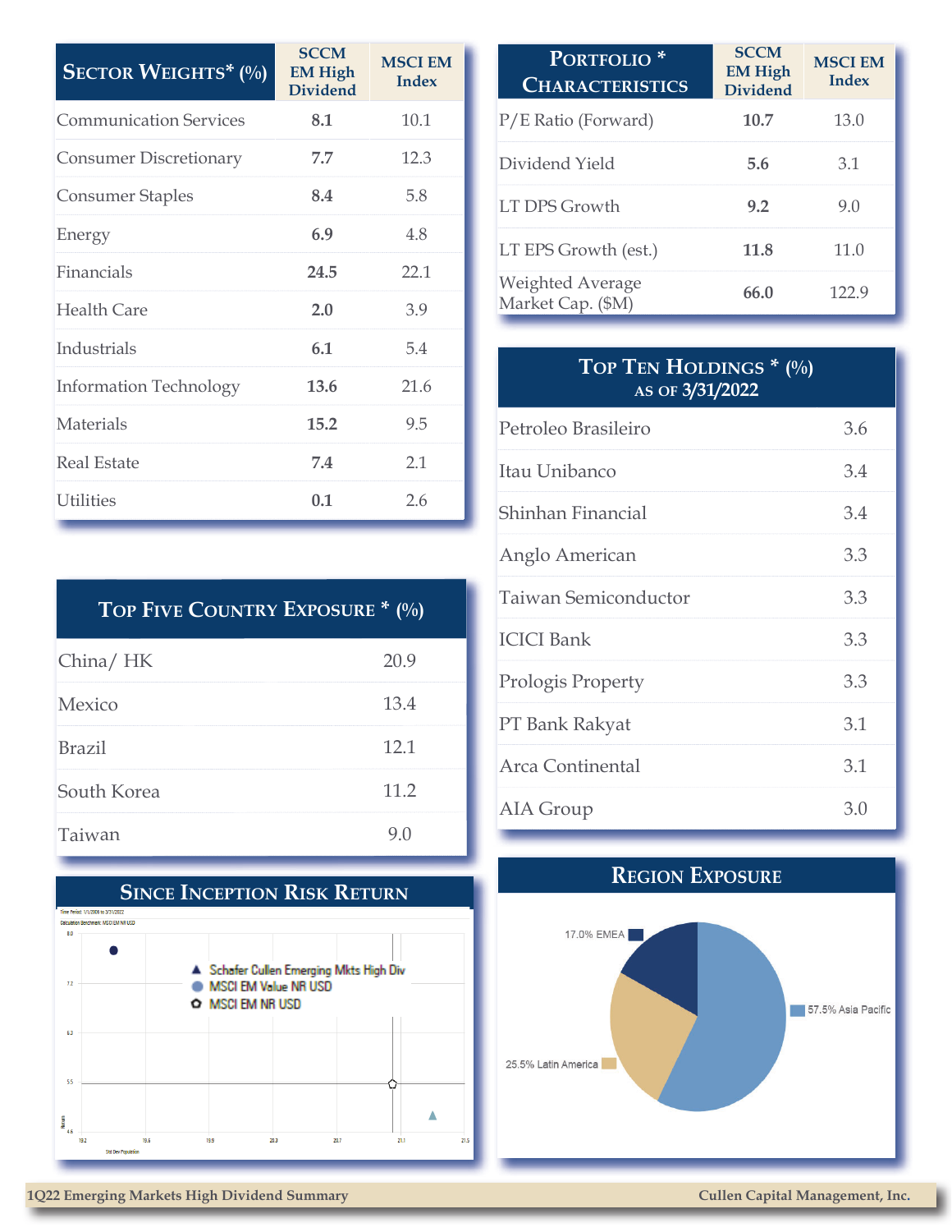| Sector Weights* (%) | SCCM EM High Dividend | MSCI EM Index |
|---|---|---|
| Communication Services | **8.1** | 10.1 |
| Consumer Discretionary | **7.7** | 12.3 |
| Consumer Staples | **8.4** | 5.8 |
| Energy | **6.9** | 4.8 |
| Financials | **24.5** | 22.1 |
| Health Care | **2.0** | 3.9 |
| Industrials | **6.1** | 5.4 |
| Information Technology | **13.6** | 21.6 |
| Materials | **15.2** | 9.5 |
| Real Estate | **7.4** | 2.1 |
| Utilities | **0.1** | 2.6 |

| Portfolio * Characteristics | SCCM EM High Dividend | MSCI EM Index |
|---|---|---|
| P/E Ratio (Forward) | **10.7** | 13.0 |
| Dividend Yield | **5.6** | 3.1 |
| LT DPS Growth | **9.2** | 9.0 |
| LT EPS Growth (est.) | **11.8** | 11.0 |
| Weighted Average Market Cap. ($M) | **66.0** | 122.9 |

| Top Ten Holdings * (%) as of 3/31/2022 | |
|---|---|
| Petroleo Brasileiro | 3.6 |
| Itau Unibanco | 3.4 |
| Shinhan Financial | 3.4 |
| Anglo American | 3.3 |
| Taiwan Semiconductor | 3.3 |
| ICICI Bank | 3.3 |
| Prologis Property | 3.3 |
| PT Bank Rakyat | 3.1 |
| Arca Continental | 3.1 |
| AIA Group | 3.0 |

| Top Five Country Exposure * (%) | |
|---|---|
| China/ HK | 20.9 |
| Mexico | 13.4 |
| Brazil | 12.1 |
| South Korea | 11.2 |
| Taiwan | 9.0 |

## Since Inception Risk Return

Time Period: 1/1/2008 to 3/31/2022

Calculation Benchmark: MSCI EM NR USD

- Schafer Cullen Emerging Mkts High Div
- MSCI EM Value NR USD
- MSCI EM NR USD

Return (y-axis): 4.6, 5.5, 6.3, 7.2, 8.0

Std Dev Population (x-axis): 19.2, 19.6, 19.9, 20.3, 20.7, 21.1, 21.5

## Region Exposure

- 57.5% Asia Pacific
- 25.5% Latin America
- 17.0% EMEA

1Q22 Emerging Markets High Dividend Summary — Cullen Capital Management, Inc.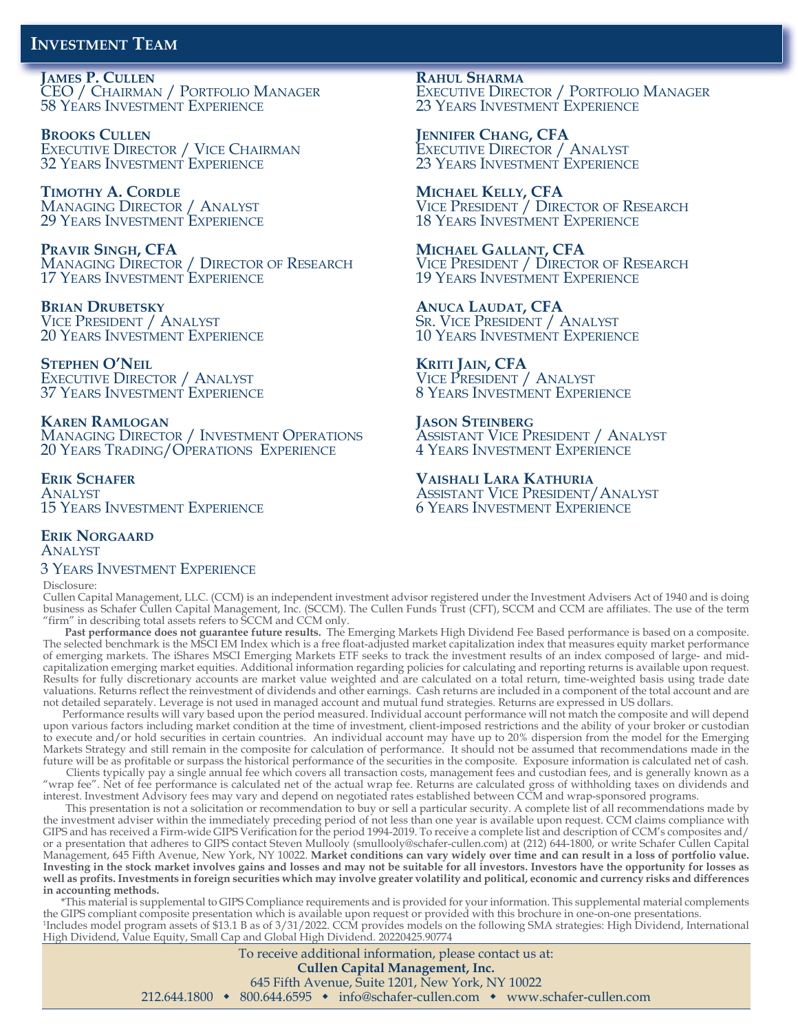## Investment Team

**James P. Cullen**
CEO / Chairman / Portfolio Manager
58 Years Investment Experience

**Brooks Cullen**
Executive Director / Vice Chairman
32 Years Investment Experience

**Timothy A. Cordle**
Managing Director / Analyst
29 Years Investment Experience

**Pravir Singh, CFA**
Managing Director / Director of Research
17 Years Investment Experience

**Brian Drubetsky**
Vice President / Analyst
20 Years Investment Experience

**Stephen O'Neil**
Executive Director / Analyst
37 Years Investment Experience

**Karen Ramlogan**
Managing Director / Investment Operations
20 Years Trading/Operations Experience

**Erik Schafer**
Analyst
15 Years Investment Experience

**Erik Norgaard**
Analyst
3 Years Investment Experience

**Rahul Sharma**
Executive Director / Portfolio Manager
23 Years Investment Experience

**Jennifer Chang, CFA**
Executive Director / Analyst
23 Years Investment Experience

**Michael Kelly, CFA**
Vice President / Director of Research
18 Years Investment Experience

**Michael Gallant, CFA**
Vice President / Director of Research
19 Years Investment Experience

**Anuca Laudat, CFA**
Sr. Vice President / Analyst
10 Years Investment Experience

**Kriti Jain, CFA**
Vice President / Analyst
8 Years Investment Experience

**Jason Steinberg**
Assistant Vice President / Analyst
4 Years Investment Experience

**Vaishali Lara Kathuria**
Assistant Vice President/Analyst
6 Years Investment Experience

Disclosure:
Cullen Capital Management, LLC. (CCM) is an independent investment advisor registered under the Investment Advisers Act of 1940 and is doing business as Schafer Cullen Capital Management, Inc. (SCCM). The Cullen Funds Trust (CFT), SCCM and CCM are affiliates. The use of the term "firm" in describing total assets refers to SCCM and CCM only.

**Past performance does not guarantee future results.** The Emerging Markets High Dividend Fee Based performance is based on a composite. The selected benchmark is the MSCI EM Index which is a free float-adjusted market capitalization index that measures equity market performance of emerging markets. The iShares MSCI Emerging Markets ETF seeks to track the investment results of an index composed of large- and mid-capitalization emerging market equities. Additional information regarding policies for calculating and reporting returns is available upon request. Results for fully discretionary accounts are market value weighted and are calculated on a total return, time-weighted basis using trade date valuations. Returns reflect the reinvestment of dividends and other earnings. Cash returns are included in a component of the total account and are not detailed separately. Leverage is not used in managed account and mutual fund strategies. Returns are expressed in US dollars.

Performance results will vary based upon the period measured. Individual account performance will not match the composite and will depend upon various factors including market condition at the time of investment, client-imposed restrictions and the ability of your broker or custodian to execute and/or hold securities in certain countries. An individual account may have up to 20% dispersion from the model for the Emerging Markets Strategy and still remain in the composite for calculation of performance. It should not be assumed that recommendations made in the future will be as profitable or surpass the historical performance of the securities in the composite. Exposure information is calculated net of cash.

Clients typically pay a single annual fee which covers all transaction costs, management fees and custodian fees, and is generally known as a "wrap fee". Net of fee performance is calculated net of the actual wrap fee. Returns are calculated gross of withholding taxes on dividends and interest. Investment Advisory fees may vary and depend on negotiated rates established between CCM and wrap-sponsored programs.

This presentation is not a solicitation or recommendation to buy or sell a particular security. A complete list of all recommendations made by the investment adviser within the immediately preceding period of not less than one year is available upon request. CCM claims compliance with GIPS and has received a Firm-wide GIPS Verification for the period 1994-2019. To receive a complete list and description of CCM's composites and/or a presentation that adheres to GIPS contact Steven Mullooly (smullooly@schafer-cullen.com) at (212) 644-1800, or write Schafer Cullen Capital Management, 645 Fifth Avenue, New York, NY 10022. **Market conditions can vary widely over time and can result in a loss of portfolio value. Investing in the stock market involves gains and losses and may not be suitable for all investors. Investors have the opportunity for losses as well as profits. Investments in foreign securities which may involve greater volatility and political, economic and currency risks and differences in accounting methods.**

*This material is supplemental to GIPS Compliance requirements and is provided for your information. This supplemental material complements the GIPS compliant composite presentation which is available upon request or provided with this brochure in one-on-one presentations.
[1]Includes model program assets of $13.1 B as of 3/31/2022. CCM provides models on the following SMA strategies: High Dividend, International High Dividend, Value Equity, Small Cap and Global High Dividend. 20220425.90774

To receive additional information, please contact us at:
**Cullen Capital Management, Inc.**
645 Fifth Avenue, Suite 1201, New York, NY 10022
212.644.1800 ◆ 800.644.6595 ◆ info@schafer-cullen.com ◆ www.schafer-cullen.com